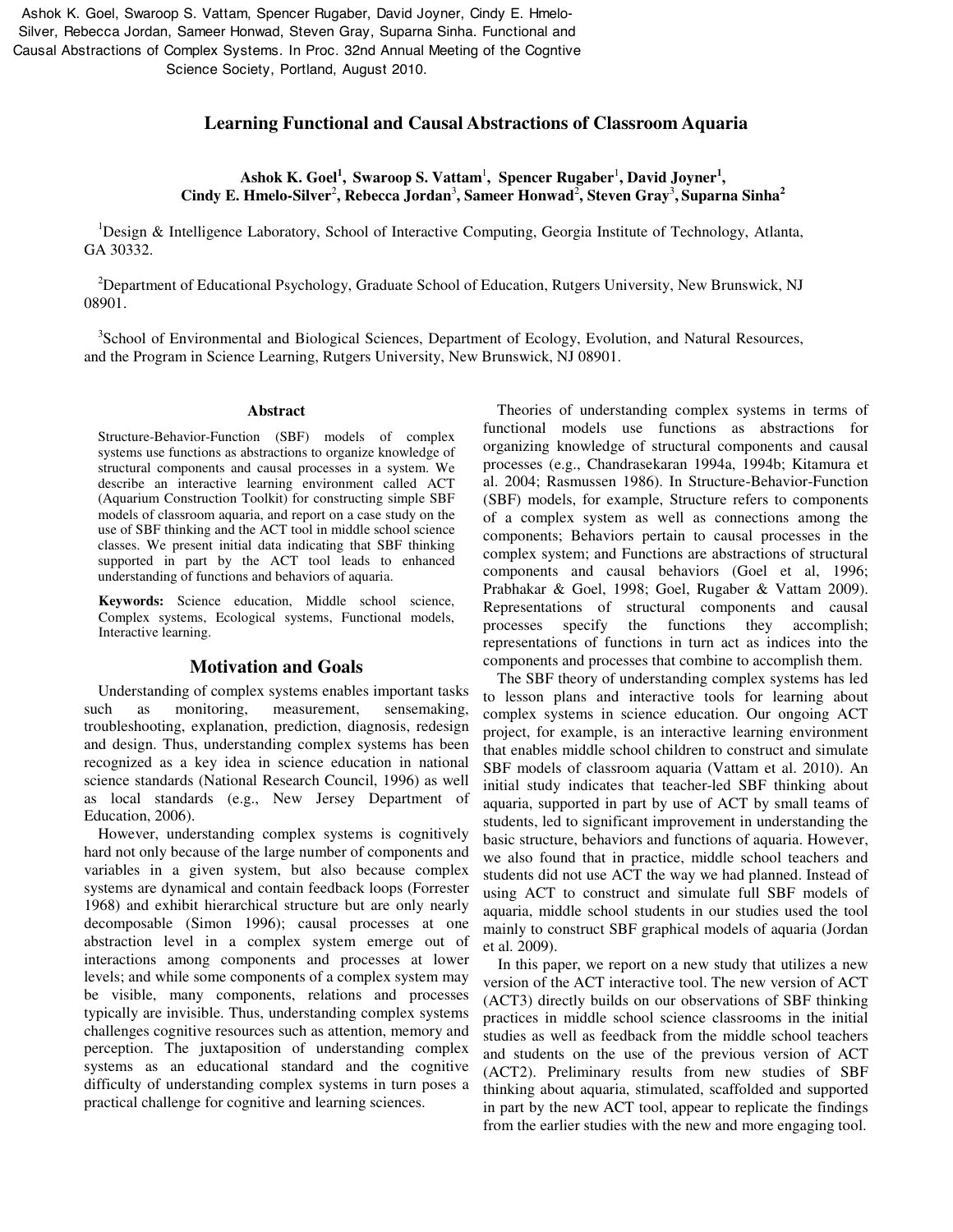Ashok K. Goel, Swaroop S. Vattam, Spencer Rugaber, David Joyner, Cindy E. Hmelo-Silver, Rebecca Jordan, Sameer Honwad, Steven Gray, Suparna Sinha. Functional and Causal Abstractions of Complex Systems. In Proc. 32nd Annual Meeting of the Cogntive Science Society, Portland, August 2010.

# Learning Functional and Causal Abstractions of Classroom Aquaria

**Ashok K. Goel[1], Swaroop S. Vattam[1], Spencer Rugaber[1], David Joyner[1], Cindy E. Hmelo-Silver[2], Rebecca Jordan[3], Sameer Honwad[2], Steven Gray[3], Suparna Sinha[2]**

[1]Design & Intelligence Laboratory, School of Interactive Computing, Georgia Institute of Technology, Atlanta, GA 30332.

[2]Department of Educational Psychology, Graduate School of Education, Rutgers University, New Brunswick, NJ 08901.

[3]School of Environmental and Biological Sciences, Department of Ecology, Evolution, and Natural Resources, and the Program in Science Learning, Rutgers University, New Brunswick, NJ 08901.

### Abstract

Structure-Behavior-Function (SBF) models of complex systems use functions as abstractions to organize knowledge of structural components and causal processes in a system. We describe an interactive learning environment called ACT (Aquarium Construction Toolkit) for constructing simple SBF models of classroom aquaria, and report on a case study on the use of SBF thinking and the ACT tool in middle school science classes. We present initial data indicating that SBF thinking supported in part by the ACT tool leads to enhanced understanding of functions and behaviors of aquaria.

**Keywords:** Science education, Middle school science, Complex systems, Ecological systems, Functional models, Interactive learning.

## Motivation and Goals

Understanding of complex systems enables important tasks such as monitoring, measurement, sensemaking, troubleshooting, explanation, prediction, diagnosis, redesign and design. Thus, understanding complex systems has been recognized as a key idea in science education in national science standards (National Research Council, 1996) as well as local standards (e.g., New Jersey Department of Education, 2006).

However, understanding complex systems is cognitively hard not only because of the large number of components and variables in a given system, but also because complex systems are dynamical and contain feedback loops (Forrester 1968) and exhibit hierarchical structure but are only nearly decomposable (Simon 1996); causal processes at one abstraction level in a complex system emerge out of interactions among components and processes at lower levels; and while some components of a complex system may be visible, many components, relations and processes typically are invisible. Thus, understanding complex systems challenges cognitive resources such as attention, memory and perception. The juxtaposition of understanding complex systems as an educational standard and the cognitive difficulty of understanding complex systems in turn poses a practical challenge for cognitive and learning sciences.

Theories of understanding complex systems in terms of functional models use functions as abstractions for organizing knowledge of structural components and causal processes (e.g., Chandrasekaran 1994a, 1994b; Kitamura et al. 2004; Rasmussen 1986). In Structure-Behavior-Function (SBF) models, for example, Structure refers to components of a complex system as well as connections among the components; Behaviors pertain to causal processes in the complex system; and Functions are abstractions of structural components and causal behaviors (Goel et al, 1996; Prabhakar & Goel, 1998; Goel, Rugaber & Vattam 2009). Representations of structural components and causal processes specify the functions they accomplish; representations of functions in turn act as indices into the components and processes that combine to accomplish them.

The SBF theory of understanding complex systems has led to lesson plans and interactive tools for learning about complex systems in science education. Our ongoing ACT project, for example, is an interactive learning environment that enables middle school children to construct and simulate SBF models of classroom aquaria (Vattam et al. 2010). An initial study indicates that teacher-led SBF thinking about aquaria, supported in part by use of ACT by small teams of students, led to significant improvement in understanding the basic structure, behaviors and functions of aquaria. However, we also found that in practice, middle school teachers and students did not use ACT the way we had planned. Instead of using ACT to construct and simulate full SBF models of aquaria, middle school students in our studies used the tool mainly to construct SBF graphical models of aquaria (Jordan et al. 2009).

In this paper, we report on a new study that utilizes a new version of the ACT interactive tool. The new version of ACT (ACT3) directly builds on our observations of SBF thinking practices in middle school science classrooms in the initial studies as well as feedback from the middle school teachers and students on the use of the previous version of ACT (ACT2). Preliminary results from new studies of SBF thinking about aquaria, stimulated, scaffolded and supported in part by the new ACT tool, appear to replicate the findings from the earlier studies with the new and more engaging tool.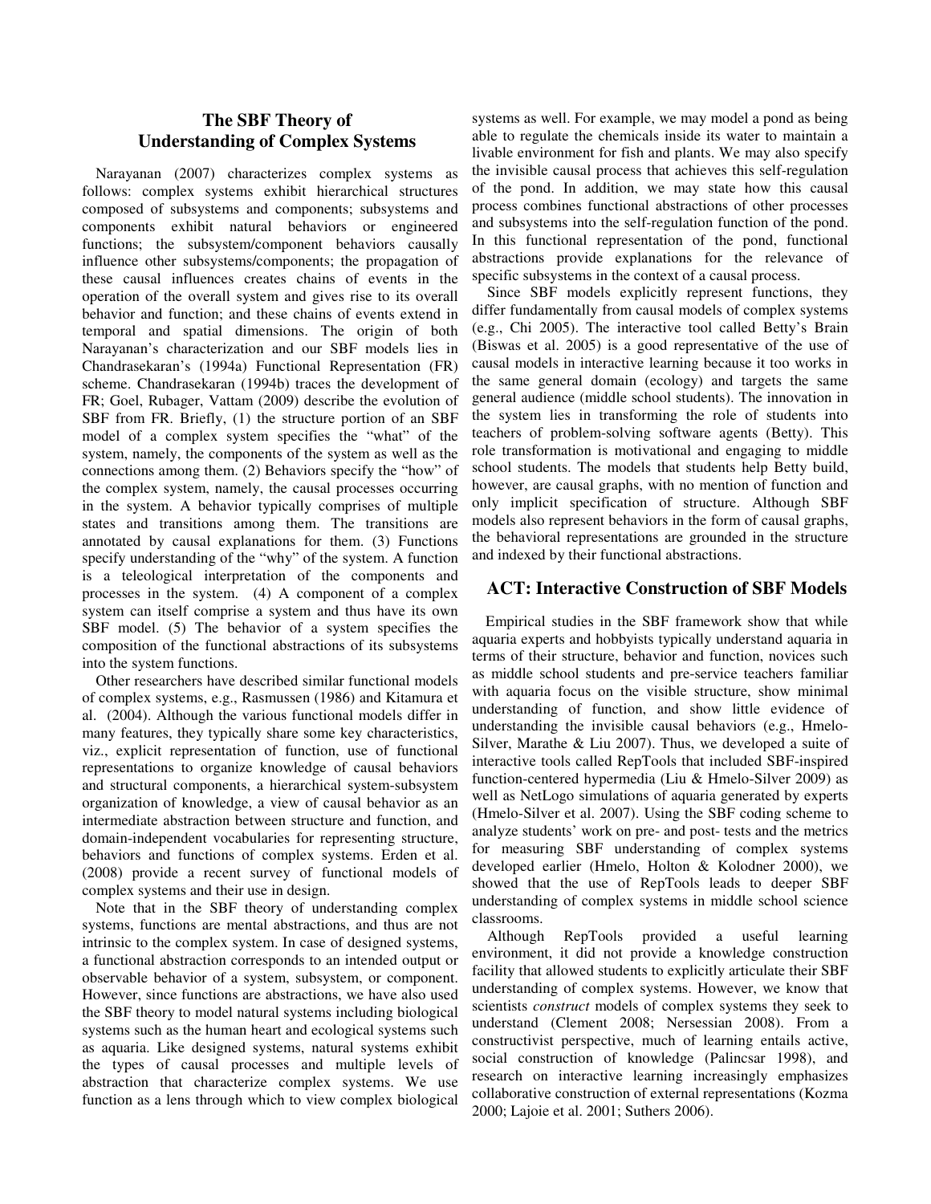## The SBF Theory of Understanding of Complex Systems

Narayanan (2007) characterizes complex systems as follows: complex systems exhibit hierarchical structures composed of subsystems and components; subsystems and components exhibit natural behaviors or engineered functions; the subsystem/component behaviors causally influence other subsystems/components; the propagation of these causal influences creates chains of events in the operation of the overall system and gives rise to its overall behavior and function; and these chains of events extend in temporal and spatial dimensions. The origin of both Narayanan's characterization and our SBF models lies in Chandrasekaran's (1994a) Functional Representation (FR) scheme. Chandrasekaran (1994b) traces the development of FR; Goel, Rubager, Vattam (2009) describe the evolution of SBF from FR. Briefly, (1) the structure portion of an SBF model of a complex system specifies the "what" of the system, namely, the components of the system as well as the connections among them. (2) Behaviors specify the "how" of the complex system, namely, the causal processes occurring in the system. A behavior typically comprises of multiple states and transitions among them. The transitions are annotated by causal explanations for them. (3) Functions specify understanding of the "why" of the system. A function is a teleological interpretation of the components and processes in the system. (4) A component of a complex system can itself comprise a system and thus have its own SBF model. (5) The behavior of a system specifies the composition of the functional abstractions of its subsystems into the system functions.

Other researchers have described similar functional models of complex systems, e.g., Rasmussen (1986) and Kitamura et al. (2004). Although the various functional models differ in many features, they typically share some key characteristics, viz., explicit representation of function, use of functional representations to organize knowledge of causal behaviors and structural components, a hierarchical system-subsystem organization of knowledge, a view of causal behavior as an intermediate abstraction between structure and function, and domain-independent vocabularies for representing structure, behaviors and functions of complex systems. Erden et al. (2008) provide a recent survey of functional models of complex systems and their use in design.

Note that in the SBF theory of understanding complex systems, functions are mental abstractions, and thus are not intrinsic to the complex system. In case of designed systems, a functional abstraction corresponds to an intended output or observable behavior of a system, subsystem, or component. However, since functions are abstractions, we have also used the SBF theory to model natural systems including biological systems such as the human heart and ecological systems such as aquaria. Like designed systems, natural systems exhibit the types of causal processes and multiple levels of abstraction that characterize complex systems. We use function as a lens through which to view complex biological systems as well. For example, we may model a pond as being able to regulate the chemicals inside its water to maintain a livable environment for fish and plants. We may also specify the invisible causal process that achieves this self-regulation of the pond. In addition, we may state how this causal process combines functional abstractions of other processes and subsystems into the self-regulation function of the pond. In this functional representation of the pond, functional abstractions provide explanations for the relevance of specific subsystems in the context of a causal process.

Since SBF models explicitly represent functions, they differ fundamentally from causal models of complex systems (e.g., Chi 2005). The interactive tool called Betty's Brain (Biswas et al. 2005) is a good representative of the use of causal models in interactive learning because it too works in the same general domain (ecology) and targets the same general audience (middle school students). The innovation in the system lies in transforming the role of students into teachers of problem-solving software agents (Betty). This role transformation is motivational and engaging to middle school students. The models that students help Betty build, however, are causal graphs, with no mention of function and only implicit specification of structure. Although SBF models also represent behaviors in the form of causal graphs, the behavioral representations are grounded in the structure and indexed by their functional abstractions.

## ACT: Interactive Construction of SBF Models

Empirical studies in the SBF framework show that while aquaria experts and hobbyists typically understand aquaria in terms of their structure, behavior and function, novices such as middle school students and pre-service teachers familiar with aquaria focus on the visible structure, show minimal understanding of function, and show little evidence of understanding the invisible causal behaviors (e.g., Hmelo-Silver, Marathe & Liu 2007). Thus, we developed a suite of interactive tools called RepTools that included SBF-inspired function-centered hypermedia (Liu & Hmelo-Silver 2009) as well as NetLogo simulations of aquaria generated by experts (Hmelo-Silver et al. 2007). Using the SBF coding scheme to analyze students' work on pre- and post- tests and the metrics for measuring SBF understanding of complex systems developed earlier (Hmelo, Holton & Kolodner 2000), we showed that the use of RepTools leads to deeper SBF understanding of complex systems in middle school science classrooms.

Although RepTools provided a useful learning environment, it did not provide a knowledge construction facility that allowed students to explicitly articulate their SBF understanding of complex systems. However, we know that scientists *construct* models of complex systems they seek to understand (Clement 2008; Nersessian 2008). From a constructivist perspective, much of learning entails active, social construction of knowledge (Palincsar 1998), and research on interactive learning increasingly emphasizes collaborative construction of external representations (Kozma 2000; Lajoie et al. 2001; Suthers 2006).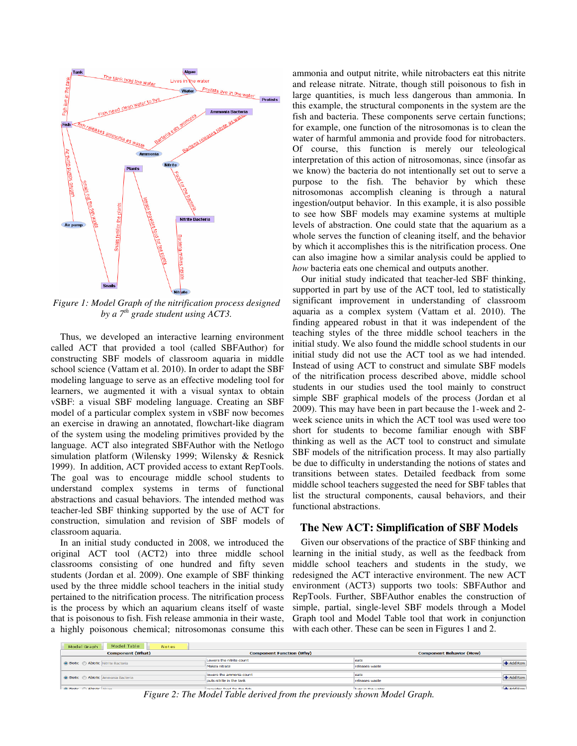Figure 1: Model Graph of the nitrification process designed by a 7th grade student using ACT3.

Thus, we developed an interactive learning environment called ACT that provided a tool (called SBFAuthor) for constructing SBF models of classroom aquaria in middle school science (Vattam et al. 2010). In order to adapt the SBF modeling language to serve as an effective modeling tool for learners, we augmented it with a visual syntax to obtain vSBF: a visual SBF modeling language. Creating an SBF model of a particular complex system in vSBF now becomes an exercise in drawing an annotated, flowchart-like diagram of the system using the modeling primitives provided by the language. ACT also integrated SBFAuthor with the Netlogo simulation platform (Wilensky 1999; Wilensky & Resnick 1999). In addition, ACT provided access to extant RepTools. The goal was to encourage middle school students to understand complex systems in terms of functional abstractions and casual behaviors. The intended method was teacher-led SBF thinking supported by the use of ACT for construction, simulation and revision of SBF models of classroom aquaria.

In an initial study conducted in 2008, we introduced the original ACT tool (ACT2) into three middle school classrooms consisting of one hundred and fifty seven students (Jordan et al. 2009). One example of SBF thinking used by the three middle school teachers in the initial study pertained to the nitrification process. The nitrification process is the process by which an aquarium cleans itself of waste that is poisonous to fish. Fish release ammonia in their waste, a highly poisonous chemical; nitrosomonas consume this ammonia and output nitrite, while nitrobacters eat this nitrite and release nitrate. Nitrate, though still poisonous to fish in large quantities, is much less dangerous than ammonia. In this example, the structural components in the system are the fish and bacteria. These components serve certain functions; for example, one function of the nitrosomonas is to clean the water of harmful ammonia and provide food for nitrobacters. Of course, this function is merely our teleological interpretation of this action of nitrosomonas, since (insofar as we know) the bacteria do not intentionally set out to serve a purpose to the fish. The behavior by which these nitrosomonas accomplish cleaning is through a natural ingestion/output behavior. In this example, it is also possible to see how SBF models may examine systems at multiple levels of abstraction. One could state that the aquarium as a whole serves the function of cleaning itself, and the behavior by which it accomplishes this is the nitrification process. One can also imagine how a similar analysis could be applied to *how* bacteria eats one chemical and outputs another.

Our initial study indicated that teacher-led SBF thinking, supported in part by use of the ACT tool, led to statistically significant improvement in understanding of classroom aquaria as a complex system (Vattam et al. 2010). The finding appeared robust in that it was independent of the teaching styles of the three middle school teachers in the initial study. We also found the middle school students in our initial study did not use the ACT tool as we had intended. Instead of using ACT to construct and simulate SBF models of the nitrification process described above, middle school students in our studies used the tool mainly to construct simple SBF graphical models of the process (Jordan et al 2009). This may have been in part because the 1-week and 2-week science units in which the ACT tool was used were too short for students to become familiar enough with SBF thinking as well as the ACT tool to construct and simulate SBF models of the nitrification process. It may also partially be due to difficulty in understanding the notions of states and transitions between states. Detailed feedback from some middle school teachers suggested the need for SBF tables that list the structural components, causal behaviors, and their functional abstractions.

## The New ACT: Simplification of SBF Models

Given our observations of the practice of SBF thinking and learning in the initial study, as well as the feedback from middle school teachers and students in the study, we redesigned the ACT interactive environment. The new ACT environment (ACT3) supports two tools: SBFAuthor and RepTools. Further, SBFAuthor enables the construction of simple, partial, single-level SBF models through a Model Graph tool and Model Table tool that work in conjunction with each other. These can be seen in Figures 1 and 2.

Figure 2: The Model Table derived from the previously shown Model Graph.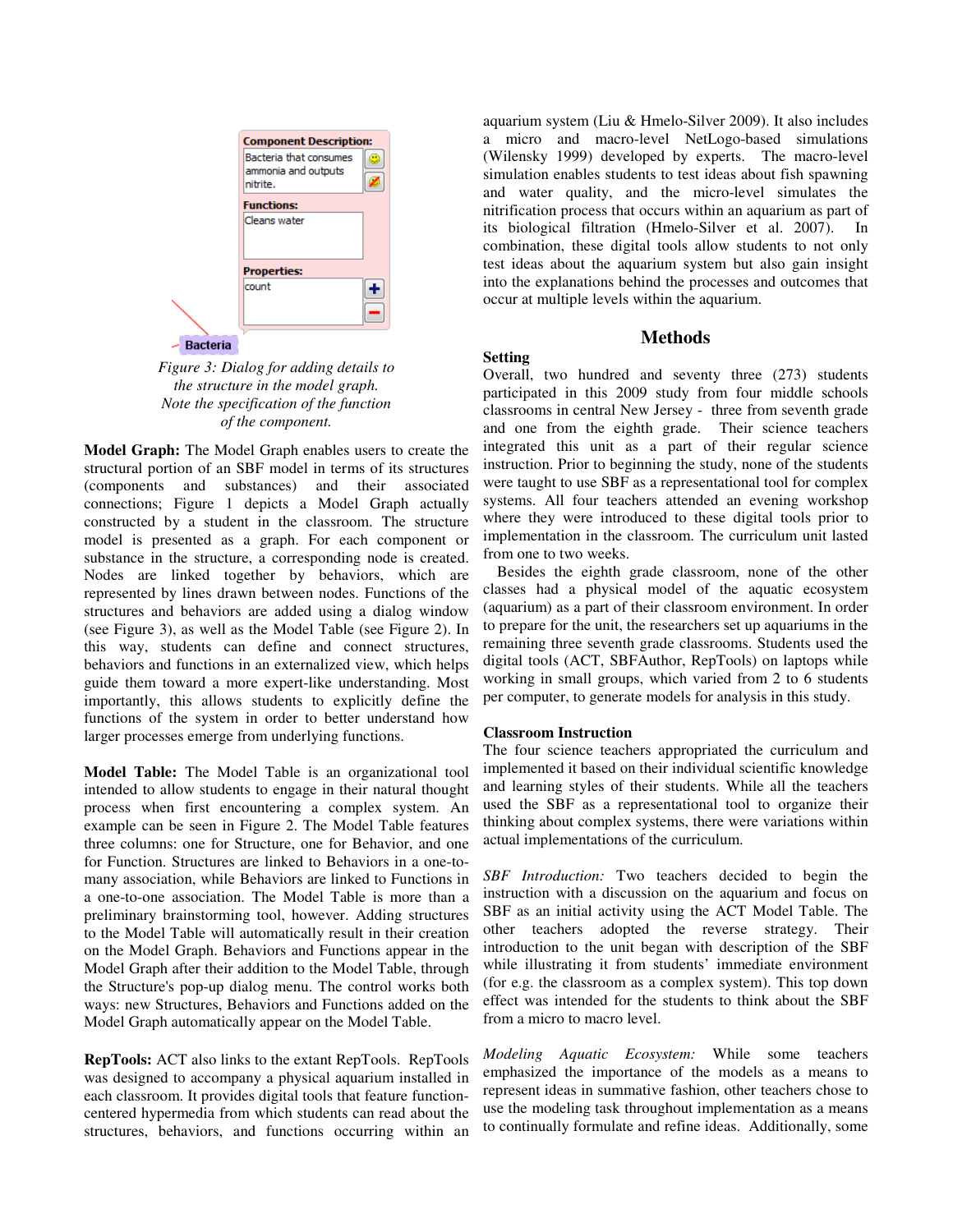Component Description:
Bacteria that consumes ammonia and outputs nitrite.
Functions:
Cleans water
Properties:
count
Bacteria

*Figure 3: Dialog for adding details to the structure in the model graph. Note the specification of the function of the component.*

**Model Graph:** The Model Graph enables users to create the structural portion of an SBF model in terms of its structures (components and substances) and their associated connections; Figure 1 depicts a Model Graph actually constructed by a student in the classroom. The structure model is presented as a graph. For each component or substance in the structure, a corresponding node is created. Nodes are linked together by behaviors, which are represented by lines drawn between nodes. Functions of the structures and behaviors are added using a dialog window (see Figure 3), as well as the Model Table (see Figure 2). In this way, students can define and connect structures, behaviors and functions in an externalized view, which helps guide them toward a more expert-like understanding. Most importantly, this allows students to explicitly define the functions of the system in order to better understand how larger processes emerge from underlying functions.

**Model Table:** The Model Table is an organizational tool intended to allow students to engage in their natural thought process when first encountering a complex system. An example can be seen in Figure 2. The Model Table features three columns: one for Structure, one for Behavior, and one for Function. Structures are linked to Behaviors in a one-to-many association, while Behaviors are linked to Functions in a one-to-one association. The Model Table is more than a preliminary brainstorming tool, however. Adding structures to the Model Table will automatically result in their creation on the Model Graph. Behaviors and Functions appear in the Model Graph after their addition to the Model Table, through the Structure's pop-up dialog menu. The control works both ways: new Structures, Behaviors and Functions added on the Model Graph automatically appear on the Model Table.

**RepTools:** ACT also links to the extant RepTools. RepTools was designed to accompany a physical aquarium installed in each classroom. It provides digital tools that feature function-centered hypermedia from which students can read about the structures, behaviors, and functions occurring within an aquarium system (Liu & Hmelo-Silver 2009). It also includes a micro and macro-level NetLogo-based simulations (Wilensky 1999) developed by experts. The macro-level simulation enables students to test ideas about fish spawning and water quality, and the micro-level simulates the nitrification process that occurs within an aquarium as part of its biological filtration (Hmelo-Silver et al. 2007). In combination, these digital tools allow students to not only test ideas about the aquarium system but also gain insight into the explanations behind the processes and outcomes that occur at multiple levels within the aquarium.

## Methods

### Setting

Overall, two hundred and seventy three (273) students participated in this 2009 study from four middle schools classrooms in central New Jersey - three from seventh grade and one from the eighth grade. Their science teachers integrated this unit as a part of their regular science instruction. Prior to beginning the study, none of the students were taught to use SBF as a representational tool for complex systems. All four teachers attended an evening workshop where they were introduced to these digital tools prior to implementation in the classroom. The curriculum unit lasted from one to two weeks.

Besides the eighth grade classroom, none of the other classes had a physical model of the aquatic ecosystem (aquarium) as a part of their classroom environment. In order to prepare for the unit, the researchers set up aquariums in the remaining three seventh grade classrooms. Students used the digital tools (ACT, SBFAuthor, RepTools) on laptops while working in small groups, which varied from 2 to 6 students per computer, to generate models for analysis in this study.

### Classroom Instruction

The four science teachers appropriated the curriculum and implemented it based on their individual scientific knowledge and learning styles of their students. While all the teachers used the SBF as a representational tool to organize their thinking about complex systems, there were variations within actual implementations of the curriculum.

*SBF Introduction:* Two teachers decided to begin the instruction with a discussion on the aquarium and focus on SBF as an initial activity using the ACT Model Table. The other teachers adopted the reverse strategy. Their introduction to the unit began with description of the SBF while illustrating it from students' immediate environment (for e.g. the classroom as a complex system). This top down effect was intended for the students to think about the SBF from a micro to macro level.

*Modeling Aquatic Ecosystem:* While some teachers emphasized the importance of the models as a means to represent ideas in summative fashion, other teachers chose to use the modeling task throughout implementation as a means to continually formulate and refine ideas. Additionally, some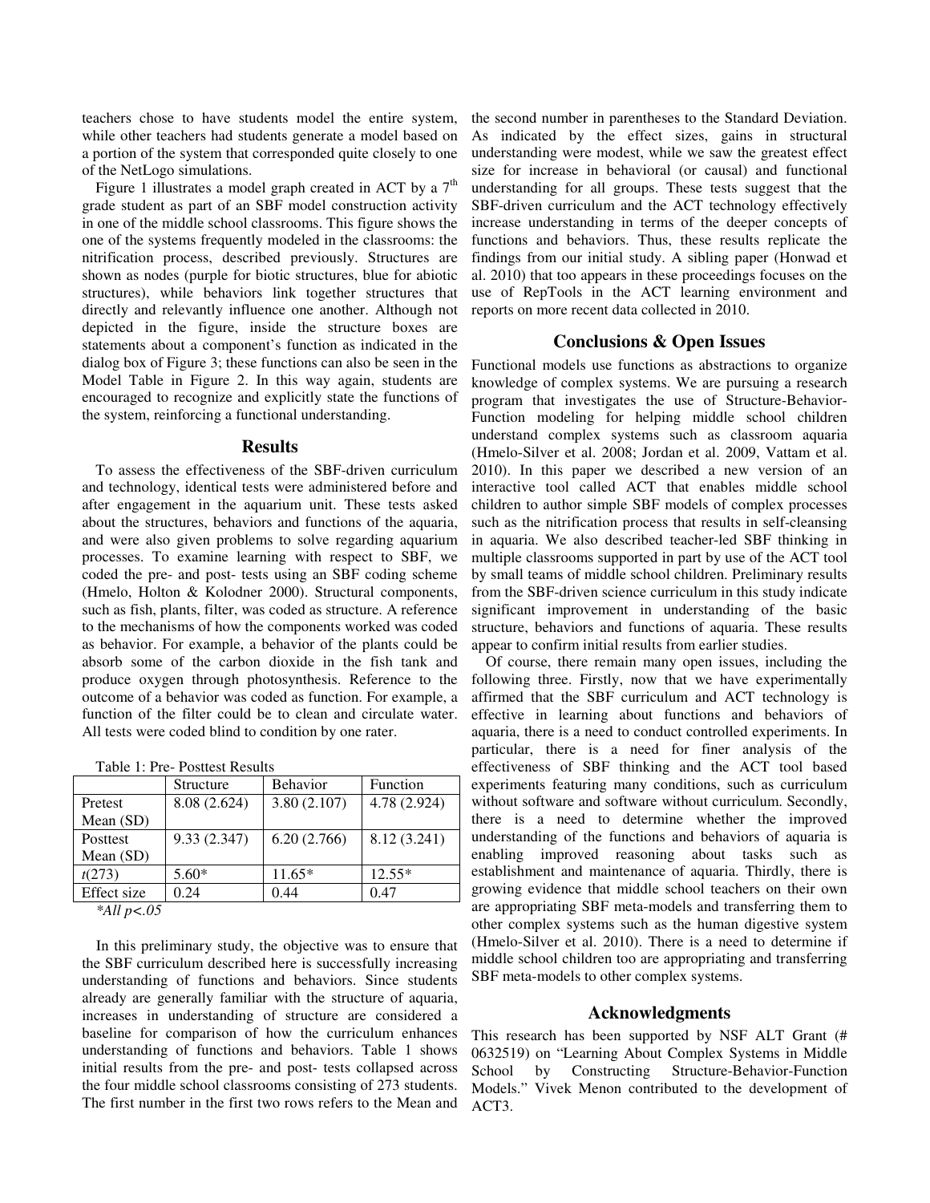teachers chose to have students model the entire system, while other teachers had students generate a model based on a portion of the system that corresponded quite closely to one of the NetLogo simulations.

Figure 1 illustrates a model graph created in ACT by a 7th grade student as part of an SBF model construction activity in one of the middle school classrooms. This figure shows the one of the systems frequently modeled in the classrooms: the nitrification process, described previously. Structures are shown as nodes (purple for biotic structures, blue for abiotic structures), while behaviors link together structures that directly and relevantly influence one another. Although not depicted in the figure, inside the structure boxes are statements about a component's function as indicated in the dialog box of Figure 3; these functions can also be seen in the Model Table in Figure 2. In this way again, students are encouraged to recognize and explicitly state the functions of the system, reinforcing a functional understanding.

## Results

To assess the effectiveness of the SBF-driven curriculum and technology, identical tests were administered before and after engagement in the aquarium unit. These tests asked about the structures, behaviors and functions of the aquaria, and were also given problems to solve regarding aquarium processes. To examine learning with respect to SBF, we coded the pre- and post- tests using an SBF coding scheme (Hmelo, Holton & Kolodner 2000). Structural components, such as fish, plants, filter, was coded as structure. A reference to the mechanisms of how the components worked was coded as behavior. For example, a behavior of the plants could be absorb some of the carbon dioxide in the fish tank and produce oxygen through photosynthesis. Reference to the outcome of a behavior was coded as function. For example, a function of the filter could be to clean and circulate water. All tests were coded blind to condition by one rater.

Table 1: Pre- Posttest Results

| | Structure | Behavior | Function |
|---|---|---|---|
| Pretest Mean (SD) | 8.08 (2.624) | 3.80 (2.107) | 4.78 (2.924) |
| Posttest Mean (SD) | 9.33 (2.347) | 6.20 (2.766) | 8.12 (3.241) |
| $t(273)$ | 5.60* | 11.65* | 12.55* |
| Effect size | 0.24 | 0.44 | 0.47 |

*All $p<.05$

In this preliminary study, the objective was to ensure that the SBF curriculum described here is successfully increasing understanding of functions and behaviors. Since students already are generally familiar with the structure of aquaria, increases in understanding of structure are considered a baseline for comparison of how the curriculum enhances understanding of functions and behaviors. Table 1 shows initial results from the pre- and post- tests collapsed across the four middle school classrooms consisting of 273 students. The first number in the first two rows refers to the Mean and the second number in parentheses to the Standard Deviation. As indicated by the effect sizes, gains in structural understanding were modest, while we saw the greatest effect size for increase in behavioral (or causal) and functional understanding for all groups. These tests suggest that the SBF-driven curriculum and the ACT technology effectively increase understanding in terms of the deeper concepts of functions and behaviors. Thus, these results replicate the findings from our initial study. A sibling paper (Honwad et al. 2010) that too appears in these proceedings focuses on the use of RepTools in the ACT learning environment and reports on more recent data collected in 2010.

## Conclusions & Open Issues

Functional models use functions as abstractions to organize knowledge of complex systems. We are pursuing a research program that investigates the use of Structure-Behavior-Function modeling for helping middle school children understand complex systems such as classroom aquaria (Hmelo-Silver et al. 2008; Jordan et al. 2009, Vattam et al. 2010). In this paper we described a new version of an interactive tool called ACT that enables middle school children to author simple SBF models of complex processes such as the nitrification process that results in self-cleansing in aquaria. We also described teacher-led SBF thinking in multiple classrooms supported in part by use of the ACT tool by small teams of middle school children. Preliminary results from the SBF-driven science curriculum in this study indicate significant improvement in understanding of the basic structure, behaviors and functions of aquaria. These results appear to confirm initial results from earlier studies.

Of course, there remain many open issues, including the following three. Firstly, now that we have experimentally affirmed that the SBF curriculum and ACT technology is effective in learning about functions and behaviors of aquaria, there is a need to conduct controlled experiments. In particular, there is a need for finer analysis of the effectiveness of SBF thinking and the ACT tool based experiments featuring many conditions, such as curriculum without software and software without curriculum. Secondly, there is a need to determine whether the improved understanding of the functions and behaviors of aquaria is enabling improved reasoning about tasks such as establishment and maintenance of aquaria. Thirdly, there is growing evidence that middle school teachers on their own are appropriating SBF meta-models and transferring them to other complex systems such as the human digestive system (Hmelo-Silver et al. 2010). There is a need to determine if middle school children too are appropriating and transferring SBF meta-models to other complex systems.

## Acknowledgments

This research has been supported by NSF ALT Grant (# 0632519) on "Learning About Complex Systems in Middle School by Constructing Structure-Behavior-Function Models." Vivek Menon contributed to the development of ACT3.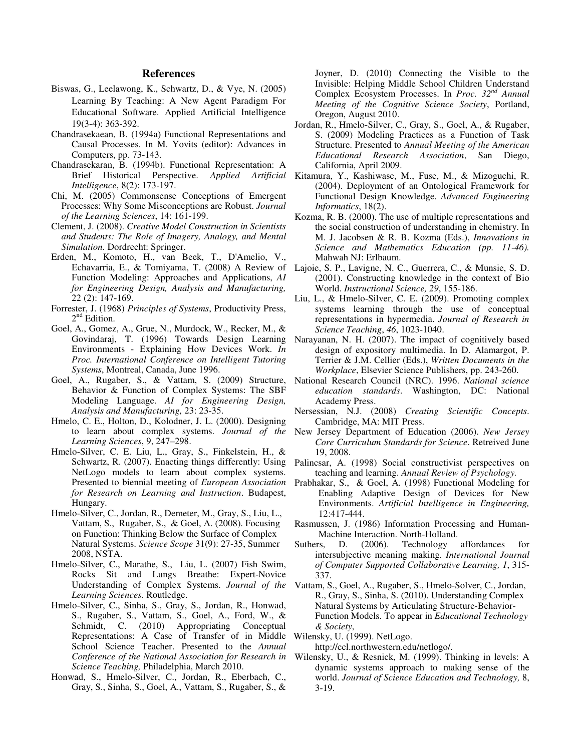## References

Biswas, G., Leelawong, K., Schwartz, D., & Vye, N. (2005) Learning By Teaching: A New Agent Paradigm For Educational Software. Applied Artificial Intelligence 19(3-4): 363-392.

Chandrasekaean, B. (1994a) Functional Representations and Causal Processes. In M. Yovits (editor): Advances in Computers, pp. 73-143.

Chandrasekaran, B. (1994b). Functional Representation: A Brief Historical Perspective. *Applied Artificial Intelligence*, 8(2): 173-197.

Chi, M. (2005) Commonsense Conceptions of Emergent Processes: Why Some Misconceptions are Robust. *Journal of the Learning Sciences*, 14: 161-199.

Clement, J. (2008). *Creative Model Construction in Scientists and Students: The Role of Imagery, Analogy, and Mental Simulation*. Dordrecht: Springer.

Erden, M., Komoto, H., van Beek, T., D'Amelio, V., Echavarria, E., & Tomiyama, T. (2008) A Review of Function Modeling: Approaches and Applications, *AI for Engineering Design, Analysis and Manufacturing,* 22 (2): 147-169.

Forrester, J. (1968) *Principles of Systems*, Productivity Press, 2nd Edition.

Goel, A., Gomez, A., Grue, N., Murdock, W., Recker, M., & Govindaraj, T. (1996) Towards Design Learning Environments - Explaining How Devices Work. *In Proc. International Conference on Intelligent Tutoring Systems*, Montreal, Canada, June 1996.

Goel, A., Rugaber, S., & Vattam, S. (2009) Structure, Behavior & Function of Complex Systems: The SBF Modeling Language. *AI for Engineering Design, Analysis and Manufacturing,* 23: 23-35.

Hmelo, C. E., Holton, D., Kolodner, J. L. (2000). Designing to learn about complex systems. *Journal of the Learning Sciences*, 9, 247–298.

Hmelo-Silver, C. E. Liu, L., Gray, S., Finkelstein, H., & Schwartz, R. (2007). Enacting things differently: Using NetLogo models to learn about complex systems. Presented to biennial meeting of *European Association for Research on Learning and Instruction*. Budapest, Hungary.

Hmelo-Silver, C., Jordan, R., Demeter, M., Gray, S., Liu, L., Vattam, S., Rugaber, S., & Goel, A. (2008). Focusing on Function: Thinking Below the Surface of Complex Natural Systems. *Science Scope* 31(9): 27-35, Summer 2008, NSTA.

Hmelo-Silver, C., Marathe, S., Liu, L. (2007) Fish Swim, Rocks Sit and Lungs Breathe: Expert-Novice Understanding of Complex Systems. *Journal of the Learning Sciences.* Routledge.

Hmelo-Silver, C., Sinha, S., Gray, S., Jordan, R., Honwad, S., Rugaber, S., Vattam, S., Goel, A., Ford, W., & Schmidt, C. (2010) Appropriating Conceptual Representations: A Case of Transfer of in Middle School Science Teacher. Presented to the *Annual Conference of the National Association for Research in Science Teaching,* Philadelphia, March 2010.

Honwad, S., Hmelo-Silver, C., Jordan, R., Eberbach, C., Gray, S., Sinha, S., Goel, A., Vattam, S., Rugaber, S., & Joyner, D. (2010) Connecting the Visible to the Invisible: Helping Middle School Children Understand Complex Ecosystem Processes. In *Proc. 32nd Annual Meeting of the Cognitive Science Society*, Portland, Oregon, August 2010.

Jordan, R., Hmelo-Silver, C., Gray, S., Goel, A., & Rugaber, S. (2009) Modeling Practices as a Function of Task Structure. Presented to *Annual Meeting of the American Educational Research Association*, San Diego, California, April 2009.

Kitamura, Y., Kashiwase, M., Fuse, M., & Mizoguchi, R. (2004). Deployment of an Ontological Framework for Functional Design Knowledge. *Advanced Engineering Informatics*, 18(2).

Kozma, R. B. (2000). The use of multiple representations and the social construction of understanding in chemistry. In M. J. Jacobsen & R. B. Kozma (Eds.), *Innovations in Science and Mathematics Education (pp. 11-46).* Mahwah NJ: Erlbaum.

Lajoie, S. P., Lavigne, N. C., Guerrera, C., & Munsie, S. D. (2001). Constructing knowledge in the context of Bio World. *Instructional Science, 29*, 155-186.

Liu, L., & Hmelo-Silver, C. E. (2009). Promoting complex systems learning through the use of conceptual representations in hypermedia. *Journal of Research in Science Teaching*, *46*, 1023-1040.

Narayanan, N. H. (2007). The impact of cognitively based design of expository multimedia. In D. Alamargot, P. Terrier & J.M. Cellier (Eds.), *Written Documents in the Workplace*, Elsevier Science Publishers, pp. 243-260.

National Research Council (NRC). 1996. *National science education standards*. Washington, DC: National Academy Press.

Nersessian, N.J. (2008) *Creating Scientific Concepts*. Cambridge, MA: MIT Press.

New Jersey Department of Education (2006). *New Jersey Core Curriculum Standards for Science*. Retreived June 19, 2008.

Palincsar, A. (1998) Social constructivist perspectives on teaching and learning. *Annual Review of Psychology.*

Prabhakar, S., & Goel, A. (1998) Functional Modeling for Enabling Adaptive Design of Devices for New Environments. *Artificial Intelligence in Engineering,* 12:417-444.

Rasmussen, J. (1986) Information Processing and Human-Machine Interaction. North-Holland.

Suthers, D. (2006). Technology affordances for intersubjective meaning making. *International Journal of Computer Supported Collaborative Learning, 1*, 315-337.

Vattam, S., Goel, A., Rugaber, S., Hmelo-Solver, C., Jordan, R., Gray, S., Sinha, S. (2010). Understanding Complex Natural Systems by Articulating Structure-Behavior-Function Models. To appear in *Educational Technology & Society*,

Wilensky, U. (1999). NetLogo. http://ccl.northwestern.edu/netlogo/.

Wilensky, U., & Resnick, M. (1999). Thinking in levels: A dynamic systems approach to making sense of the world. *Journal of Science Education and Technology,* 8, 3-19.